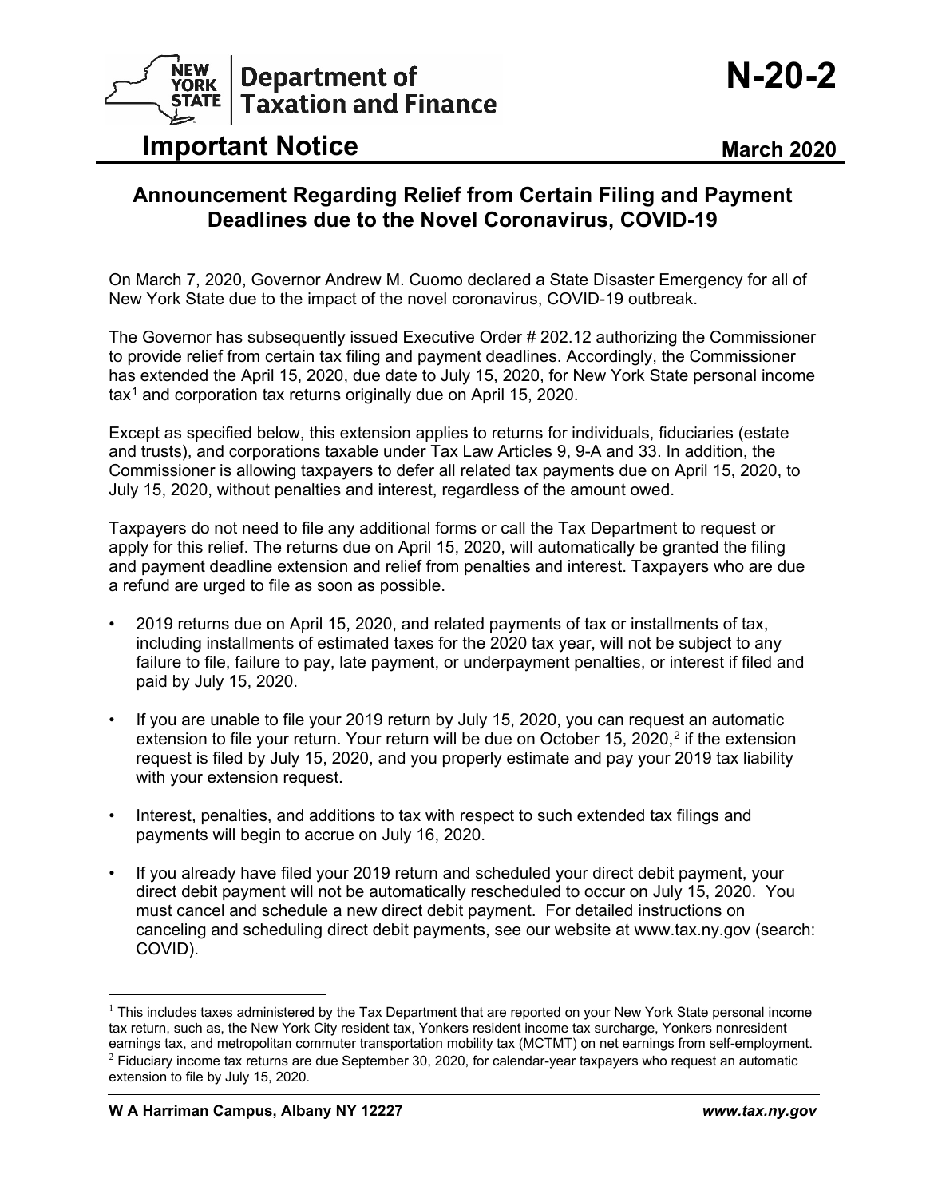**New York State Department of Taxation and Finance**

**N-20-2**

# Important Notice

**March 2020**

## Announcement Regarding Relief from Certain Filing and Payment Deadlines due to the Novel Coronavirus, COVID-19

On March 7, 2020, Governor Andrew M. Cuomo declared a State Disaster Emergency for all of New York State due to the impact of the novel coronavirus, COVID-19 outbreak.

The Governor has subsequently issued Executive Order # 202.12 authorizing the Commissioner to provide relief from certain tax filing and payment deadlines. Accordingly, the Commissioner has extended the April 15, 2020, due date to July 15, 2020, for New York State personal income tax[1] and corporation tax returns originally due on April 15, 2020.

Except as specified below, this extension applies to returns for individuals, fiduciaries (estate and trusts), and corporations taxable under Tax Law Articles 9, 9-A and 33. In addition, the Commissioner is allowing taxpayers to defer all related tax payments due on April 15, 2020, to July 15, 2020, without penalties and interest, regardless of the amount owed.

Taxpayers do not need to file any additional forms or call the Tax Department to request or apply for this relief. The returns due on April 15, 2020, will automatically be granted the filing and payment deadline extension and relief from penalties and interest. Taxpayers who are due a refund are urged to file as soon as possible.

- 2019 returns due on April 15, 2020, and related payments of tax or installments of tax, including installments of estimated taxes for the 2020 tax year, will not be subject to any failure to file, failure to pay, late payment, or underpayment penalties, or interest if filed and paid by July 15, 2020.
- If you are unable to file your 2019 return by July 15, 2020, you can request an automatic extension to file your return. Your return will be due on October 15, 2020,[2] if the extension request is filed by July 15, 2020, and you properly estimate and pay your 2019 tax liability with your extension request.
- Interest, penalties, and additions to tax with respect to such extended tax filings and payments will begin to accrue on July 16, 2020.
- If you already have filed your 2019 return and scheduled your direct debit payment, your direct debit payment will not be automatically rescheduled to occur on July 15, 2020. You must cancel and schedule a new direct debit payment. For detailed instructions on canceling and scheduling direct debit payments, see our website at www.tax.ny.gov (search: COVID).

---

[1] This includes taxes administered by the Tax Department that are reported on your New York State personal income tax return, such as, the New York City resident tax, Yonkers resident income tax surcharge, Yonkers nonresident earnings tax, and metropolitan commuter transportation mobility tax (MCTMT) on net earnings from self-employment.

[2] Fiduciary income tax returns are due September 30, 2020, for calendar-year taxpayers who request an automatic extension to file by July 15, 2020.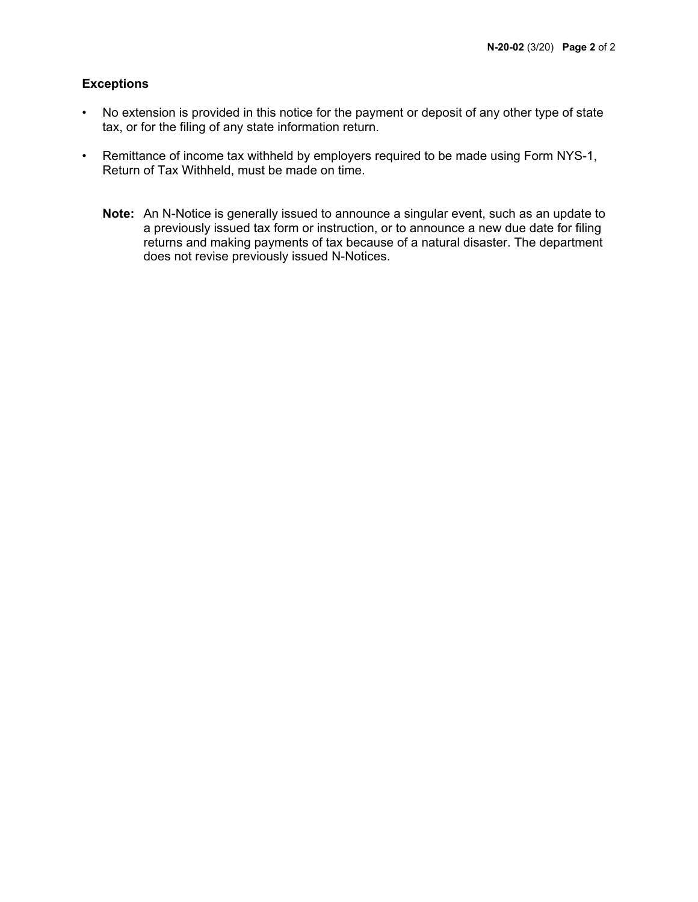### Exceptions

- No extension is provided in this notice for the payment or deposit of any other type of state tax, or for the filing of any state information return.
- Remittance of income tax withheld by employers required to be made using Form NYS-1, Return of Tax Withheld, must be made on time.

**Note:** An N-Notice is generally issued to announce a singular event, such as an update to a previously issued tax form or instruction, or to announce a new due date for filing returns and making payments of tax because of a natural disaster. The department does not revise previously issued N-Notices.